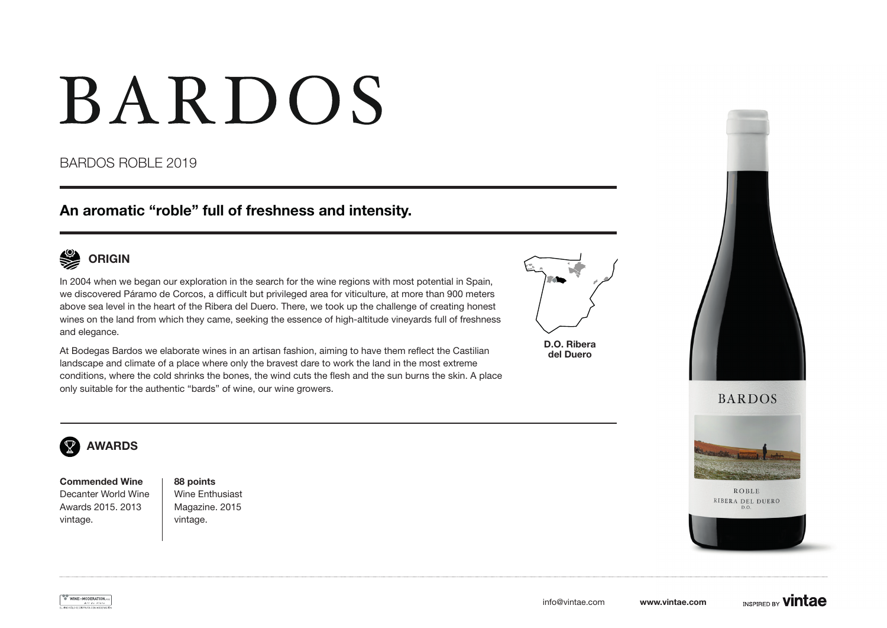# BARDOS

BARDOS ROBLE 2019

## An aromatic “roble” full of freshness and intensity.

### ORIGIN

In 2004 when we began our exploration in the search for the wine regions with most potential in Spain, we discovered Páramo de Corcos, a difficult but privileged area for viticulture, at more than 900 meters above sea level in the heart of the Ribera del Duero. There, we took up the challenge of creating honest wines on the land from which they came, seeking the essence of high-altitude vineyards full of freshness and elegance.

At Bodegas Bardos we elaborate wines in an artisan fashion, aiming to have them reflect the Castilian landscape and climate of a place where only the bravest dare to work the land in the most extreme conditions, where the cold shrinks the bones, the wind cuts the flesh and the sun burns the skin. A place only suitable for the authentic “bards” of wine, our wine growers.

**D.O. Ribera del Duero**

### AWARDS

**Commended Wine**
Decanter World Wine Awards 2015. 2013 vintage.

**88 points**
Wine Enthusiast Magazine. 2015 vintage.

info@vintae.com **www.vintae.com** INSPIRED BY **vintae**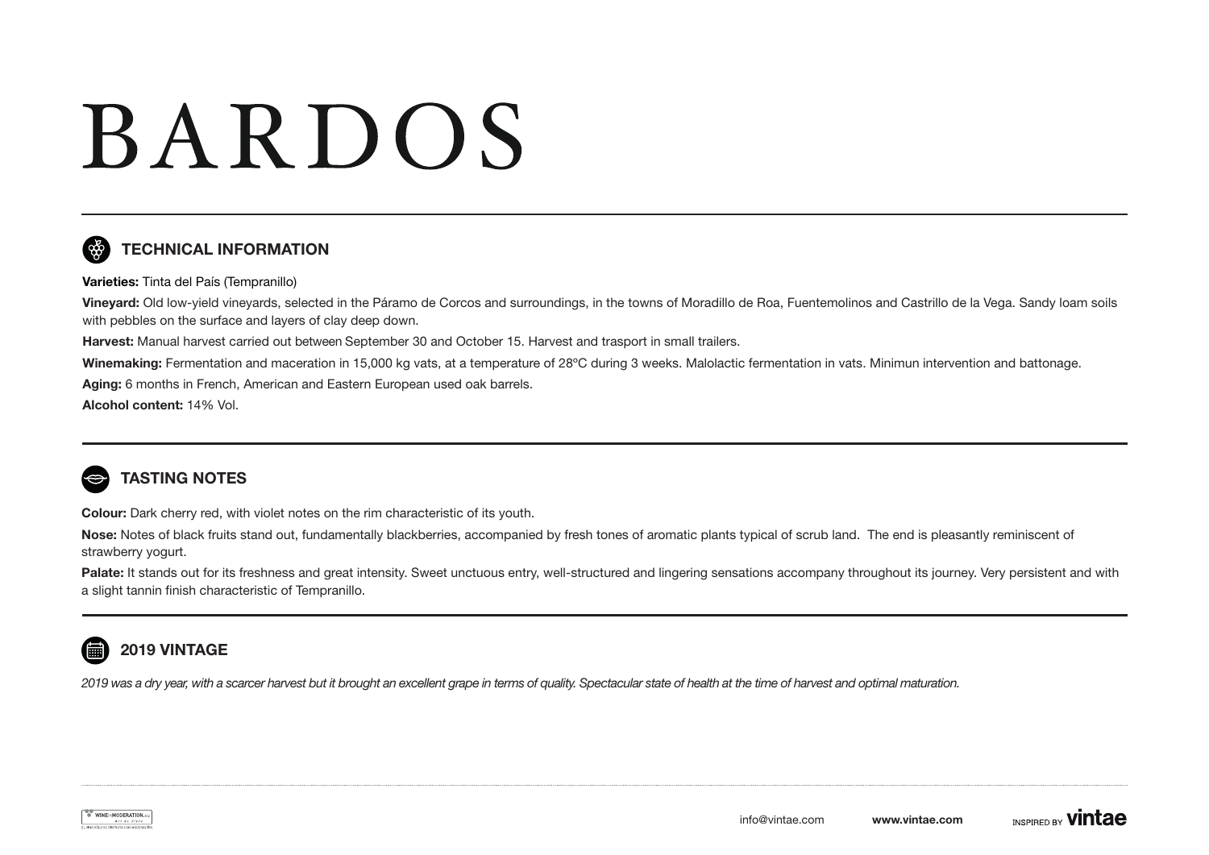# BARDOS

## TECHNICAL INFORMATION

**Varieties:** Tinta del País (Tempranillo)

**Vineyard:** Old low-yield vineyards, selected in the Páramo de Corcos and surroundings, in the towns of Moradillo de Roa, Fuentemolinos and Castrillo de la Vega. Sandy loam soils with pebbles on the surface and layers of clay deep down.

**Harvest:** Manual harvest carried out between September 30 and October 15. Harvest and trasport in small trailers.

**Winemaking:** Fermentation and maceration in 15,000 kg vats, at a temperature of 28ºC during 3 weeks. Malolactic fermentation in vats. Minimun intervention and battonage.

**Aging:** 6 months in French, American and Eastern European used oak barrels.

**Alcohol content:** 14% Vol.

## TASTING NOTES

**Colour:** Dark cherry red, with violet notes on the rim characteristic of its youth.

**Nose:** Notes of black fruits stand out, fundamentally blackberries, accompanied by fresh tones of aromatic plants typical of scrub land. The end is pleasantly reminiscent of strawberry yogurt.

**Palate:** It stands out for its freshness and great intensity. Sweet unctuous entry, well-structured and lingering sensations accompany throughout its journey. Very persistent and with a slight tannin finish characteristic of Tempranillo.

## 2019 VINTAGE

*2019 was a dry year, with a scarcer harvest but it brought an excellent grape in terms of quality. Spectacular state of health at the time of harvest and optimal maturation.*

info@vintae.com **www.vintae.com** INSPIRED BY **vintae**